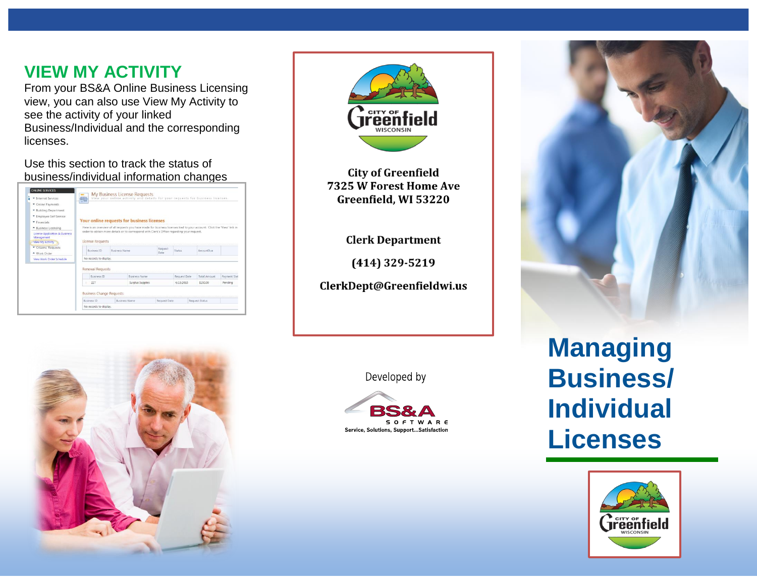## VIEW MY ACTIVITY

From your BS&A Online Business Licensing view, you can also use View My Activity to see the activity of your linked Business/Individual and the corresponding licenses.

Use this section to track the status of business/individual information changes

**City of Greenfield**
**7325 W Forest Home Ave**
**Greenfield, WI 53220**

**Clerk Department**

**(414) 329-5219**

**ClerkDept@Greenfieldwi.us**

Developed by

BS&A SOFTWARE
Service, Solutions, Support...Satisfaction

# Managing Business/ Individual Licenses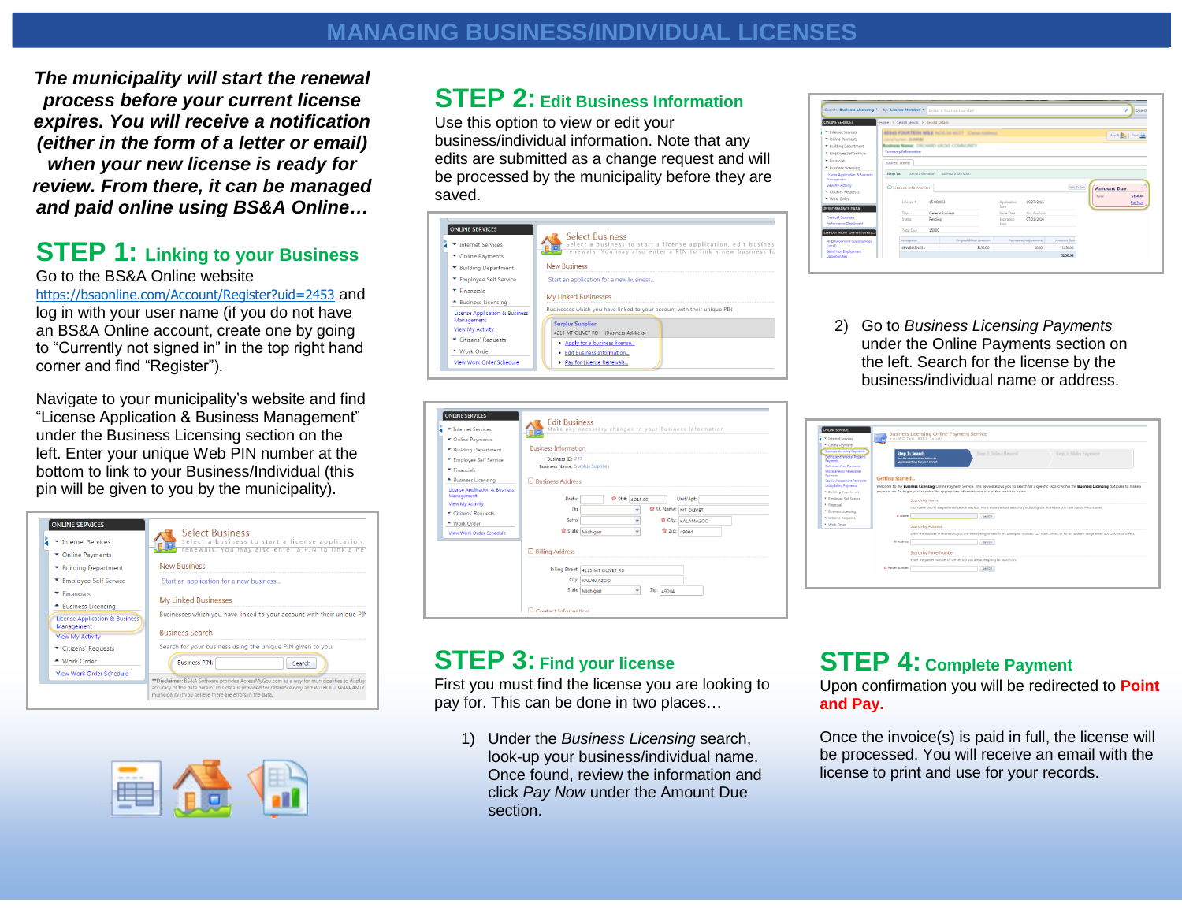# MANAGING BUSINESS/INDIVIDUAL LICENSES

***The municipality will start the renewal process before your current license expires. You will receive a notification (either in the form of a letter or email) when your new license is ready for review. From there, it can be managed and paid online using BS&A Online…***

## STEP 1: Linking to your Business

Go to the BS&A Online website https://bsaonline.com/Account/Register?uid=2453 and log in with your user name (if you do not have an BS&A Online account, create one by going to "Currently not signed in" in the top right hand corner and find "Register").

Navigate to your municipality's website and find "License Application & Business Management" under the Business Licensing section on the left. Enter your unique Web PIN number at the bottom to link to your Business/Individual (this pin will be given to you by the municipality).

## STEP 2: Edit Business Information

Use this option to view or edit your business/individual information. Note that any edits are submitted as a change request and will be processed by the municipality before they are saved.

## STEP 3: Find your license

First you must find the license you are looking to pay for. This can be done in two places…

1) Under the *Business Licensing* search, look-up your business/individual name. Once found, review the information and click *Pay Now* under the Amount Due section.

2) Go to *Business Licensing Payments* under the Online Payments section on the left. Search for the license by the business/individual name or address.

## STEP 4: Complete Payment

Upon confirmation you will be redirected to **Point and Pay.**

Once the invoice(s) is paid in full, the license will be processed. You will receive an email with the license to print and use for your records.